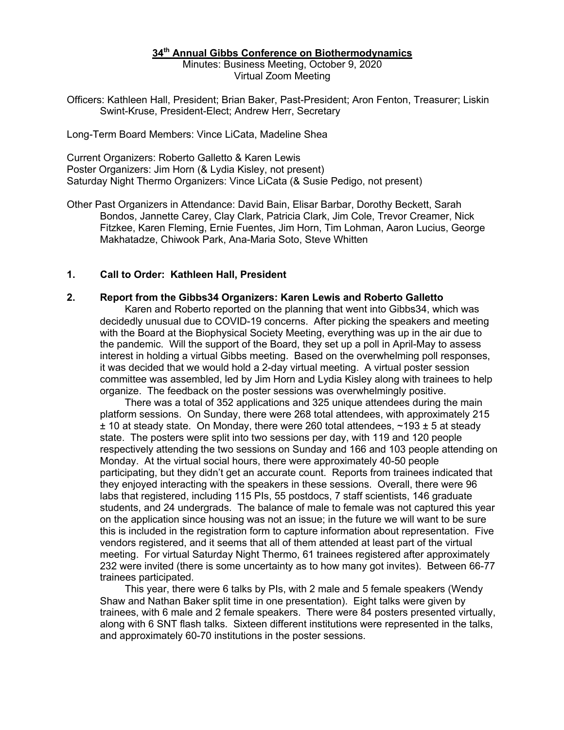**34th Annual Gibbs Conference on Biothermodynamics**

Minutes: Business Meeting, October 9, 2020
Virtual Zoom Meeting

Officers: Kathleen Hall, President; Brian Baker, Past-President; Aron Fenton, Treasurer; Liskin Swint-Kruse, President-Elect; Andrew Herr, Secretary

Long-Term Board Members: Vince LiCata, Madeline Shea

Current Organizers: Roberto Galletto & Karen Lewis
Poster Organizers: Jim Horn (& Lydia Kisley, not present)
Saturday Night Thermo Organizers: Vince LiCata (& Susie Pedigo, not present)

Other Past Organizers in Attendance: David Bain, Elisar Barbar, Dorothy Beckett, Sarah Bondos, Jannette Carey, Clay Clark, Patricia Clark, Jim Cole, Trevor Creamer, Nick Fitzkee, Karen Fleming, Ernie Fuentes, Jim Horn, Tim Lohman, Aaron Lucius, George Makhatadze, Chiwook Park, Ana-Maria Soto, Steve Whitten

## 1. Call to Order: Kathleen Hall, President

## 2. Report from the Gibbs34 Organizers: Karen Lewis and Roberto Galletto

Karen and Roberto reported on the planning that went into Gibbs34, which was decidedly unusual due to COVID-19 concerns. After picking the speakers and meeting with the Board at the Biophysical Society Meeting, everything was up in the air due to the pandemic. Will the support of the Board, they set up a poll in April-May to assess interest in holding a virtual Gibbs meeting. Based on the overwhelming poll responses, it was decided that we would hold a 2-day virtual meeting. A virtual poster session committee was assembled, led by Jim Horn and Lydia Kisley along with trainees to help organize. The feedback on the poster sessions was overwhelmingly positive.

There was a total of 352 applications and 325 unique attendees during the main platform sessions. On Sunday, there were 268 total attendees, with approximately 215 ± 10 at steady state. On Monday, there were 260 total attendees, ~193 ± 5 at steady state. The posters were split into two sessions per day, with 119 and 120 people respectively attending the two sessions on Sunday and 166 and 103 people attending on Monday. At the virtual social hours, there were approximately 40-50 people participating, but they didn't get an accurate count. Reports from trainees indicated that they enjoyed interacting with the speakers in these sessions. Overall, there were 96 labs that registered, including 115 PIs, 55 postdocs, 7 staff scientists, 146 graduate students, and 24 undergrads. The balance of male to female was not captured this year on the application since housing was not an issue; in the future we will want to be sure this is included in the registration form to capture information about representation. Five vendors registered, and it seems that all of them attended at least part of the virtual meeting. For virtual Saturday Night Thermo, 61 trainees registered after approximately 232 were invited (there is some uncertainty as to how many got invites). Between 66-77 trainees participated.

This year, there were 6 talks by PIs, with 2 male and 5 female speakers (Wendy Shaw and Nathan Baker split time in one presentation). Eight talks were given by trainees, with 6 male and 2 female speakers. There were 84 posters presented virtually, along with 6 SNT flash talks. Sixteen different institutions were represented in the talks, and approximately 60-70 institutions in the poster sessions.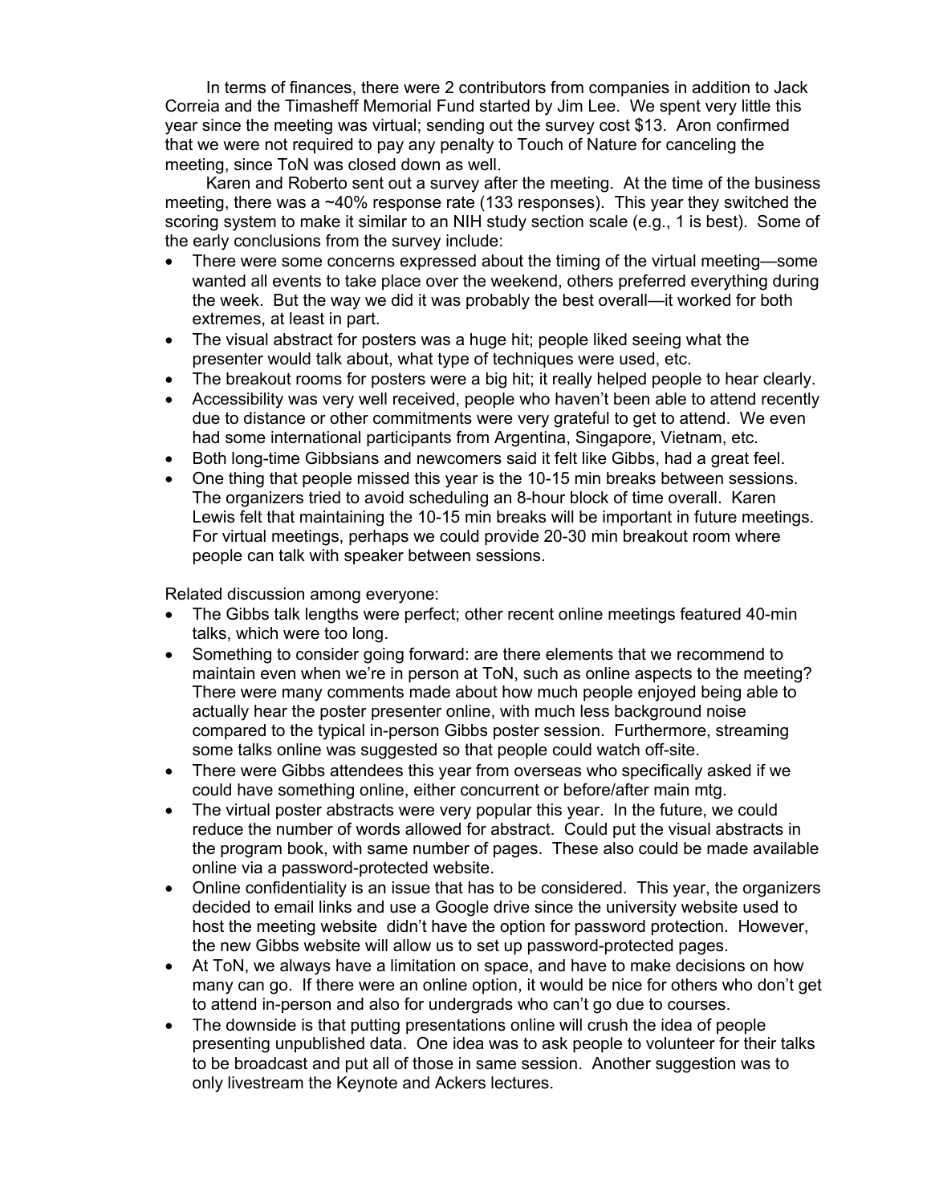In terms of finances, there were 2 contributors from companies in addition to Jack Correia and the Timasheff Memorial Fund started by Jim Lee. We spent very little this year since the meeting was virtual; sending out the survey cost $13. Aron confirmed that we were not required to pay any penalty to Touch of Nature for canceling the meeting, since ToN was closed down as well.

Karen and Roberto sent out a survey after the meeting. At the time of the business meeting, there was a ~40% response rate (133 responses). This year they switched the scoring system to make it similar to an NIH study section scale (e.g., 1 is best). Some of the early conclusions from the survey include:

- There were some concerns expressed about the timing of the virtual meeting—some wanted all events to take place over the weekend, others preferred everything during the week. But the way we did it was probably the best overall—it worked for both extremes, at least in part.
- The visual abstract for posters was a huge hit; people liked seeing what the presenter would talk about, what type of techniques were used, etc.
- The breakout rooms for posters were a big hit; it really helped people to hear clearly.
- Accessibility was very well received, people who haven't been able to attend recently due to distance or other commitments were very grateful to get to attend. We even had some international participants from Argentina, Singapore, Vietnam, etc.
- Both long-time Gibbsians and newcomers said it felt like Gibbs, had a great feel.
- One thing that people missed this year is the 10-15 min breaks between sessions. The organizers tried to avoid scheduling an 8-hour block of time overall. Karen Lewis felt that maintaining the 10-15 min breaks will be important in future meetings. For virtual meetings, perhaps we could provide 20-30 min breakout room where people can talk with speaker between sessions.

Related discussion among everyone:

- The Gibbs talk lengths were perfect; other recent online meetings featured 40-min talks, which were too long.
- Something to consider going forward: are there elements that we recommend to maintain even when we're in person at ToN, such as online aspects to the meeting? There were many comments made about how much people enjoyed being able to actually hear the poster presenter online, with much less background noise compared to the typical in-person Gibbs poster session. Furthermore, streaming some talks online was suggested so that people could watch off-site.
- There were Gibbs attendees this year from overseas who specifically asked if we could have something online, either concurrent or before/after main mtg.
- The virtual poster abstracts were very popular this year. In the future, we could reduce the number of words allowed for abstract. Could put the visual abstracts in the program book, with same number of pages. These also could be made available online via a password-protected website.
- Online confidentiality is an issue that has to be considered. This year, the organizers decided to email links and use a Google drive since the university website used to host the meeting website didn't have the option for password protection. However, the new Gibbs website will allow us to set up password-protected pages.
- At ToN, we always have a limitation on space, and have to make decisions on how many can go. If there were an online option, it would be nice for others who don't get to attend in-person and also for undergrads who can't go due to courses.
- The downside is that putting presentations online will crush the idea of people presenting unpublished data. One idea was to ask people to volunteer for their talks to be broadcast and put all of those in same session. Another suggestion was to only livestream the Keynote and Ackers lectures.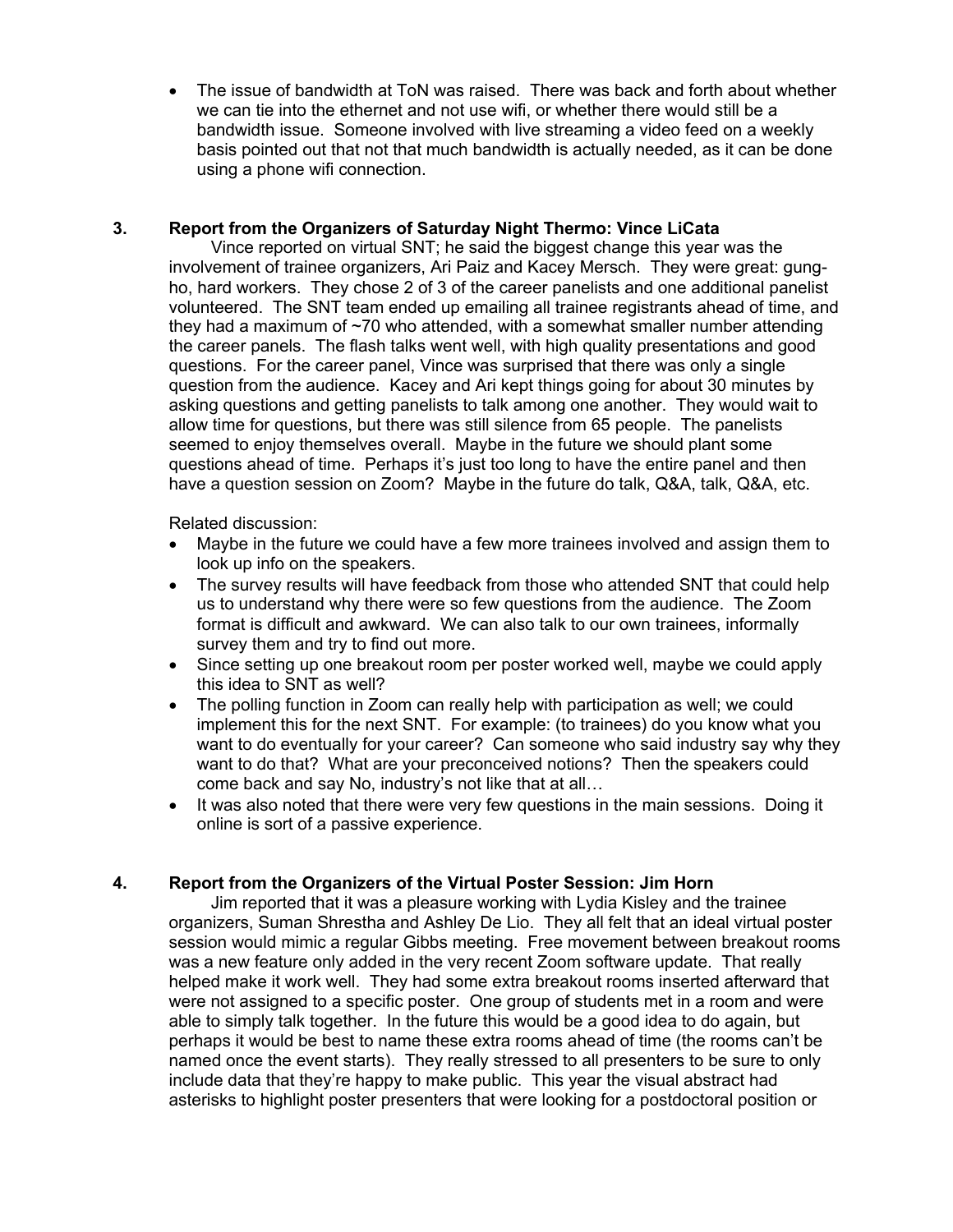- The issue of bandwidth at ToN was raised. There was back and forth about whether we can tie into the ethernet and not use wifi, or whether there would still be a bandwidth issue. Someone involved with live streaming a video feed on a weekly basis pointed out that not that much bandwidth is actually needed, as it can be done using a phone wifi connection.

### 3. Report from the Organizers of Saturday Night Thermo: Vince LiCata

Vince reported on virtual SNT; he said the biggest change this year was the involvement of trainee organizers, Ari Paiz and Kacey Mersch. They were great: gung-ho, hard workers. They chose 2 of 3 of the career panelists and one additional panelist volunteered. The SNT team ended up emailing all trainee registrants ahead of time, and they had a maximum of ~70 who attended, with a somewhat smaller number attending the career panels. The flash talks went well, with high quality presentations and good questions. For the career panel, Vince was surprised that there was only a single question from the audience. Kacey and Ari kept things going for about 30 minutes by asking questions and getting panelists to talk among one another. They would wait to allow time for questions, but there was still silence from 65 people. The panelists seemed to enjoy themselves overall. Maybe in the future we should plant some questions ahead of time. Perhaps it's just too long to have the entire panel and then have a question session on Zoom? Maybe in the future do talk, Q&A, talk, Q&A, etc.

Related discussion:

- Maybe in the future we could have a few more trainees involved and assign them to look up info on the speakers.
- The survey results will have feedback from those who attended SNT that could help us to understand why there were so few questions from the audience. The Zoom format is difficult and awkward. We can also talk to our own trainees, informally survey them and try to find out more.
- Since setting up one breakout room per poster worked well, maybe we could apply this idea to SNT as well?
- The polling function in Zoom can really help with participation as well; we could implement this for the next SNT. For example: (to trainees) do you know what you want to do eventually for your career? Can someone who said industry say why they want to do that? What are your preconceived notions? Then the speakers could come back and say No, industry's not like that at all…
- It was also noted that there were very few questions in the main sessions. Doing it online is sort of a passive experience.

### 4. Report from the Organizers of the Virtual Poster Session: Jim Horn

Jim reported that it was a pleasure working with Lydia Kisley and the trainee organizers, Suman Shrestha and Ashley De Lio. They all felt that an ideal virtual poster session would mimic a regular Gibbs meeting. Free movement between breakout rooms was a new feature only added in the very recent Zoom software update. That really helped make it work well. They had some extra breakout rooms inserted afterward that were not assigned to a specific poster. One group of students met in a room and were able to simply talk together. In the future this would be a good idea to do again, but perhaps it would be best to name these extra rooms ahead of time (the rooms can't be named once the event starts). They really stressed to all presenters to be sure to only include data that they're happy to make public. This year the visual abstract had asterisks to highlight poster presenters that were looking for a postdoctoral position or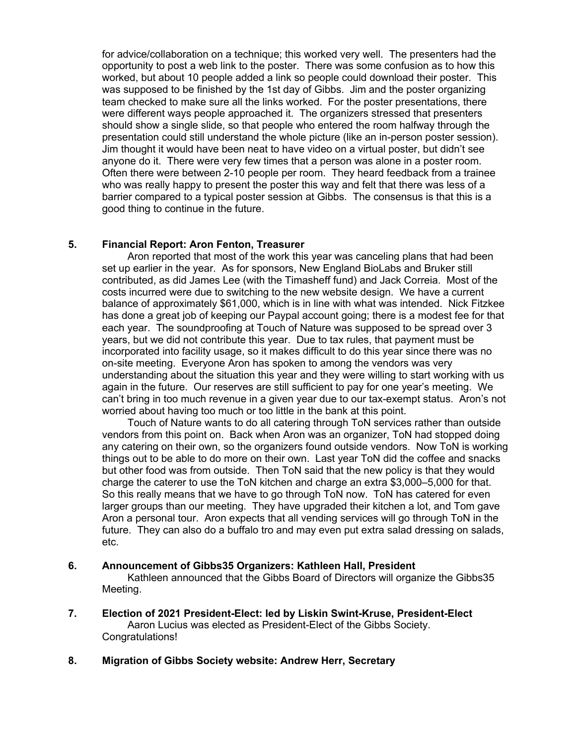for advice/collaboration on a technique; this worked very well. The presenters had the opportunity to post a web link to the poster. There was some confusion as to how this worked, but about 10 people added a link so people could download their poster. This was supposed to be finished by the 1st day of Gibbs. Jim and the poster organizing team checked to make sure all the links worked. For the poster presentations, there were different ways people approached it. The organizers stressed that presenters should show a single slide, so that people who entered the room halfway through the presentation could still understand the whole picture (like an in-person poster session). Jim thought it would have been neat to have video on a virtual poster, but didn't see anyone do it. There were very few times that a person was alone in a poster room. Often there were between 2-10 people per room. They heard feedback from a trainee who was really happy to present the poster this way and felt that there was less of a barrier compared to a typical poster session at Gibbs. The consensus is that this is a good thing to continue in the future.

**5. Financial Report: Aron Fenton, Treasurer**

Aron reported that most of the work this year was canceling plans that had been set up earlier in the year. As for sponsors, New England BioLabs and Bruker still contributed, as did James Lee (with the Timasheff fund) and Jack Correia. Most of the costs incurred were due to switching to the new website design. We have a current balance of approximately $61,000, which is in line with what was intended. Nick Fitzkee has done a great job of keeping our Paypal account going; there is a modest fee for that each year. The soundproofing at Touch of Nature was supposed to be spread over 3 years, but we did not contribute this year. Due to tax rules, that payment must be incorporated into facility usage, so it makes difficult to do this year since there was no on-site meeting. Everyone Aron has spoken to among the vendors was very understanding about the situation this year and they were willing to start working with us again in the future. Our reserves are still sufficient to pay for one year's meeting. We can't bring in too much revenue in a given year due to our tax-exempt status. Aron's not worried about having too much or too little in the bank at this point.

Touch of Nature wants to do all catering through ToN services rather than outside vendors from this point on. Back when Aron was an organizer, ToN had stopped doing any catering on their own, so the organizers found outside vendors. Now ToN is working things out to be able to do more on their own. Last year ToN did the coffee and snacks but other food was from outside. Then ToN said that the new policy is that they would charge the caterer to use the ToN kitchen and charge an extra $3,000–5,000 for that. So this really means that we have to go through ToN now. ToN has catered for even larger groups than our meeting. They have upgraded their kitchen a lot, and Tom gave Aron a personal tour. Aron expects that all vending services will go through ToN in the future. They can also do a buffalo tro and may even put extra salad dressing on salads, etc.

**6. Announcement of Gibbs35 Organizers: Kathleen Hall, President**

Kathleen announced that the Gibbs Board of Directors will organize the Gibbs35 Meeting.

**7. Election of 2021 President-Elect: led by Liskin Swint-Kruse, President-Elect**

Aaron Lucius was elected as President-Elect of the Gibbs Society. Congratulations!

**8. Migration of Gibbs Society website: Andrew Herr, Secretary**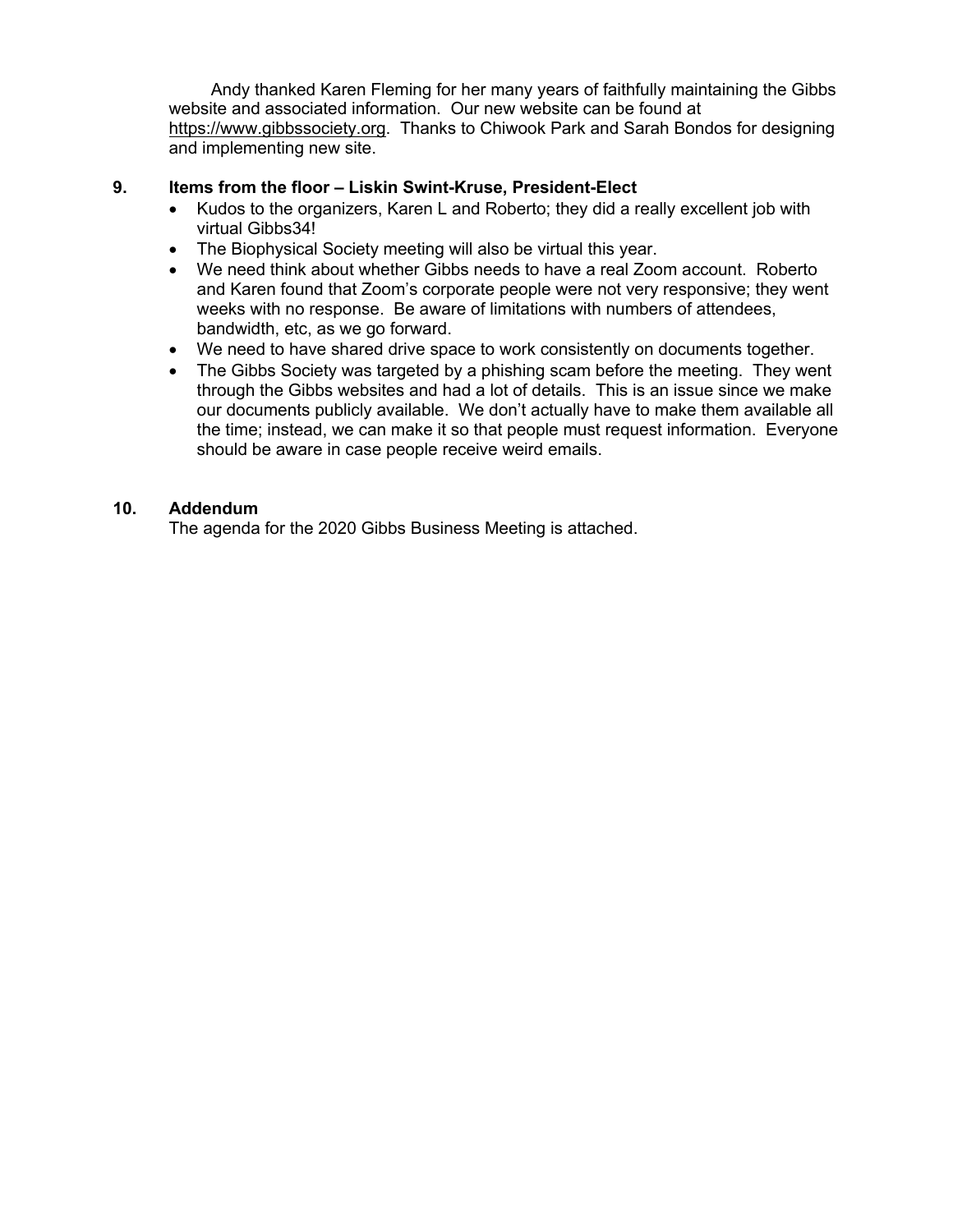Andy thanked Karen Fleming for her many years of faithfully maintaining the Gibbs website and associated information. Our new website can be found at https://www.gibbssociety.org. Thanks to Chiwook Park and Sarah Bondos for designing and implementing new site.

**9. Items from the floor – Liskin Swint-Kruse, President-Elect**

- Kudos to the organizers, Karen L and Roberto; they did a really excellent job with virtual Gibbs34!
- The Biophysical Society meeting will also be virtual this year.
- We need think about whether Gibbs needs to have a real Zoom account. Roberto and Karen found that Zoom's corporate people were not very responsive; they went weeks with no response. Be aware of limitations with numbers of attendees, bandwidth, etc, as we go forward.
- We need to have shared drive space to work consistently on documents together.
- The Gibbs Society was targeted by a phishing scam before the meeting. They went through the Gibbs websites and had a lot of details. This is an issue since we make our documents publicly available. We don't actually have to make them available all the time; instead, we can make it so that people must request information. Everyone should be aware in case people receive weird emails.

**10. Addendum**

The agenda for the 2020 Gibbs Business Meeting is attached.